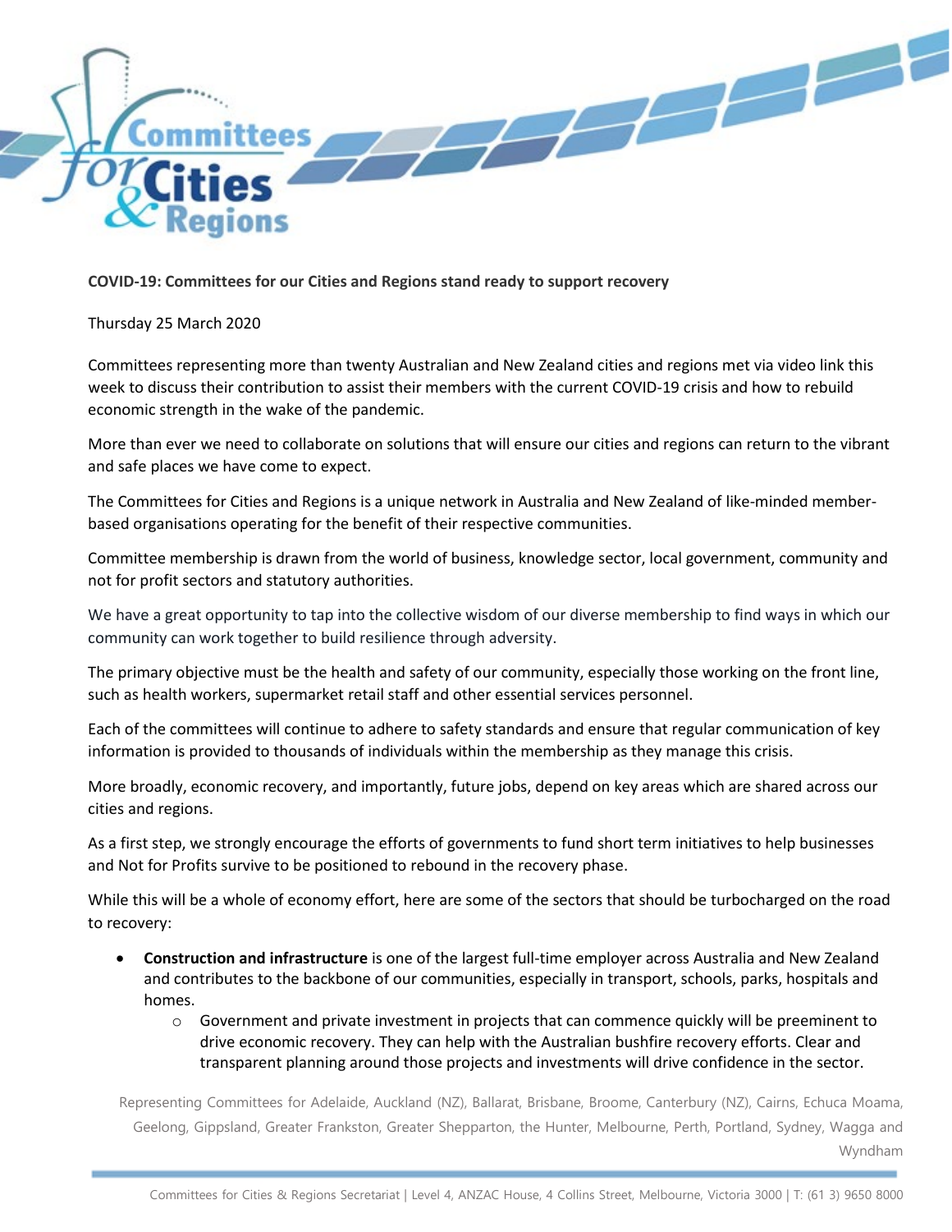**COVID-19: Committees for our Cities and Regions stand ready to support recovery**

Thursday 25 March 2020

Committees representing more than twenty Australian and New Zealand cities and regions met via video link this week to discuss their contribution to assist their members with the current COVID-19 crisis and how to rebuild economic strength in the wake of the pandemic.

More than ever we need to collaborate on solutions that will ensure our cities and regions can return to the vibrant and safe places we have come to expect.

The Committees for Cities and Regions is a unique network in Australia and New Zealand of like-minded member-based organisations operating for the benefit of their respective communities.

Committee membership is drawn from the world of business, knowledge sector, local government, community and not for profit sectors and statutory authorities.

We have a great opportunity to tap into the collective wisdom of our diverse membership to find ways in which our community can work together to build resilience through adversity.

The primary objective must be the health and safety of our community, especially those working on the front line, such as health workers, supermarket retail staff and other essential services personnel.

Each of the committees will continue to adhere to safety standards and ensure that regular communication of key information is provided to thousands of individuals within the membership as they manage this crisis.

More broadly, economic recovery, and importantly, future jobs, depend on key areas which are shared across our cities and regions.

As a first step, we strongly encourage the efforts of governments to fund short term initiatives to help businesses and Not for Profits survive to be positioned to rebound in the recovery phase.

While this will be a whole of economy effort, here are some of the sectors that should be turbocharged on the road to recovery:

- **Construction and infrastructure** is one of the largest full-time employer across Australia and New Zealand and contributes to the backbone of our communities, especially in transport, schools, parks, hospitals and homes.
    - Government and private investment in projects that can commence quickly will be preeminent to drive economic recovery. They can help with the Australian bushfire recovery efforts. Clear and transparent planning around those projects and investments will drive confidence in the sector.

Representing Committees for Adelaide, Auckland (NZ), Ballarat, Brisbane, Broome, Canterbury (NZ), Cairns, Echuca Moama, Geelong, Gippsland, Greater Frankston, Greater Shepparton, the Hunter, Melbourne, Perth, Portland, Sydney, Wagga and Wyndham

Committees for Cities & Regions Secretariat | Level 4, ANZAC House, 4 Collins Street, Melbourne, Victoria 3000 | T: (61 3) 9650 8000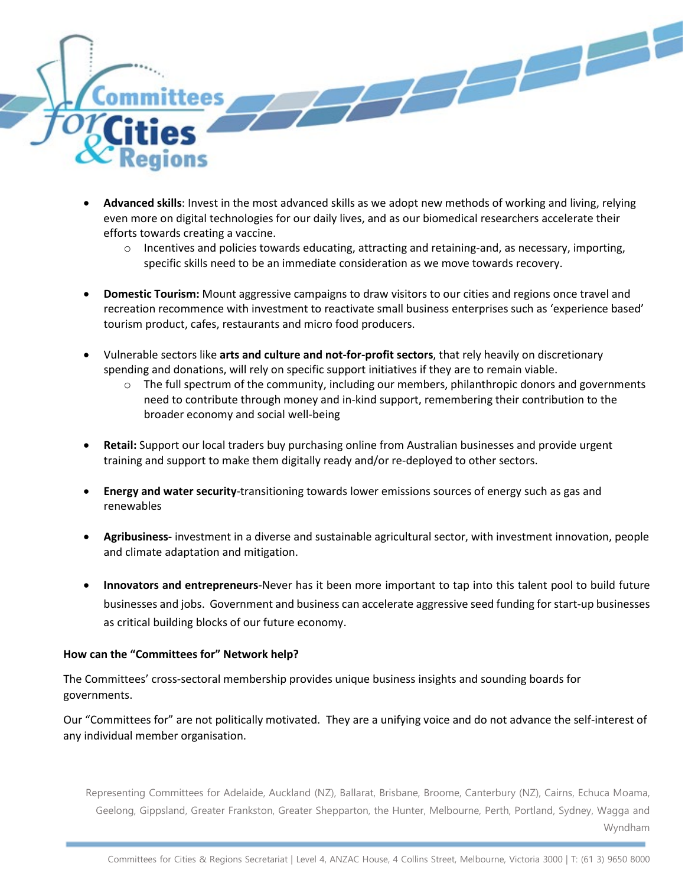- **Advanced skills**: Invest in the most advanced skills as we adopt new methods of working and living, relying even more on digital technologies for our daily lives, and as our biomedical researchers accelerate their efforts towards creating a vaccine.
  - Incentives and policies towards educating, attracting and retaining-and, as necessary, importing, specific skills need to be an immediate consideration as we move towards recovery.

- **Domestic Tourism:** Mount aggressive campaigns to draw visitors to our cities and regions once travel and recreation recommence with investment to reactivate small business enterprises such as 'experience based' tourism product, cafes, restaurants and micro food producers.

- Vulnerable sectors like **arts and culture and not-for-profit sectors**, that rely heavily on discretionary spending and donations, will rely on specific support initiatives if they are to remain viable.
  - The full spectrum of the community, including our members, philanthropic donors and governments need to contribute through money and in-kind support, remembering their contribution to the broader economy and social well-being

- **Retail:** Support our local traders buy purchasing online from Australian businesses and provide urgent training and support to make them digitally ready and/or re-deployed to other sectors.

- **Energy and water security**-transitioning towards lower emissions sources of energy such as gas and renewables

- **Agribusiness-** investment in a diverse and sustainable agricultural sector, with investment innovation, people and climate adaptation and mitigation.

- **Innovators and entrepreneurs**-Never has it been more important to tap into this talent pool to build future businesses and jobs. Government and business can accelerate aggressive seed funding for start-up businesses as critical building blocks of our future economy.

**How can the "Committees for" Network help?**

The Committees' cross-sectoral membership provides unique business insights and sounding boards for governments.

Our "Committees for" are not politically motivated. They are a unifying voice and do not advance the self-interest of any individual member organisation.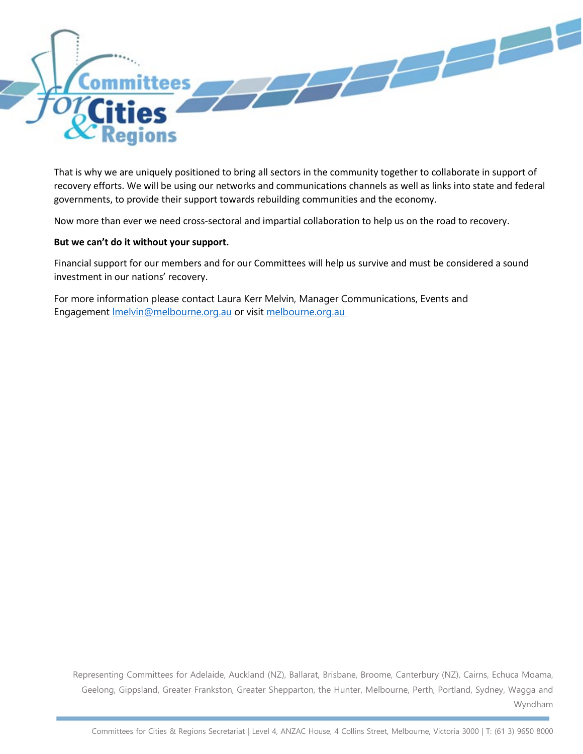That is why we are uniquely positioned to bring all sectors in the community together to collaborate in support of recovery efforts. We will be using our networks and communications channels as well as links into state and federal governments, to provide their support towards rebuilding communities and the economy.

Now more than ever we need cross-sectoral and impartial collaboration to help us on the road to recovery.

**But we can't do it without your support.**

Financial support for our members and for our Committees will help us survive and must be considered a sound investment in our nations' recovery.

For more information please contact Laura Kerr Melvin, Manager Communications, Events and Engagement lmelvin@melbourne.org.au or visit melbourne.org.au

Representing Committees for Adelaide, Auckland (NZ), Ballarat, Brisbane, Broome, Canterbury (NZ), Cairns, Echuca Moama, Geelong, Gippsland, Greater Frankston, Greater Shepparton, the Hunter, Melbourne, Perth, Portland, Sydney, Wagga and Wyndham

Committees for Cities & Regions Secretariat | Level 4, ANZAC House, 4 Collins Street, Melbourne, Victoria 3000 | T: (61 3) 9650 8000